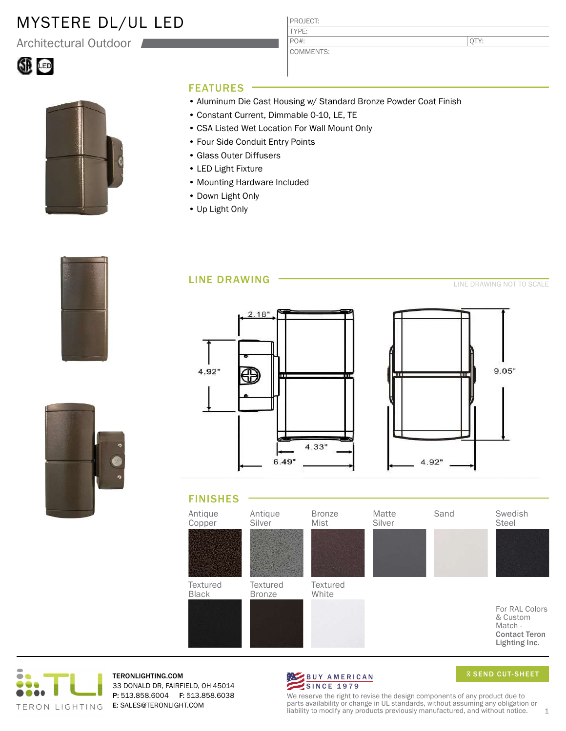# MYSTERE DL/UL LED

Architectural Outdoor

| PROJECT: | |
|---|---|
| TYPE: | |
| PO#: | QTY: |
| COMMENTS: | |

## FEATURES

- Aluminum Die Cast Housing w/ Standard Bronze Powder Coat Finish
- Constant Current, Dimmable 0-10, LE, TE
- CSA Listed Wet Location For Wall Mount Only
- Four Side Conduit Entry Points
- Glass Outer Diffusers
- LED Light Fixture
- Mounting Hardware Included
- Down Light Only
- Up Light Only

## LINE DRAWING

LINE DRAWING NOT TO SCALE

2.18"
4.92"
4.33"
6.49"
9.05"
4.92"

## FINISHES

Antique Copper
Antique Silver
Bronze Mist
Matte Silver
Sand
Swedish Steel
Textured Black
Textured Bronze
Textured White

For RAL Colors & Custom Match - **Contact Teron Lighting Inc.**

TERON LIGHTING

**TERONLIGHTING.COM**
33 DONALD DR, FAIRFIELD, OH 45014
**P:** 513.858.6004 **F:** 513.858.6038
**E:** SALES@TERONLIGHT.COM

BUY AMERICAN SINCE 1979

SEND CUT-SHEET

We reserve the right to revise the design components of any product due to parts availability or change in UL standards, without assuming any obligation or liability to modify any products previously manufactured, and without notice.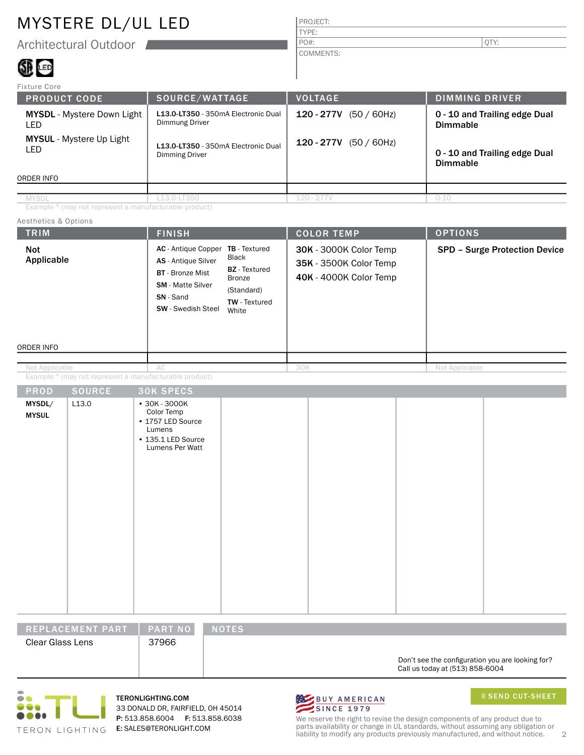# MYSTERE DL/UL LED

Architectural Outdoor

| PROJECT: | |
|---|---|
| TYPE: | |
| PO#: | QTY: |
| COMMENTS: | |

Fixture Core

| PRODUCT CODE | SOURCE/WATTAGE | VOLTAGE | DIMMING DRIVER |
|---|---|---|---|
| **MYSDL** - Mystere Down Light LED | **L13.0-LT350** - 350mA Electronic Dual Dimmung Driver | **120 - 277V** (50 / 60Hz) | **0 - 10 and Trailing edge Dual Dimmable** |
| **MYSUL** - Mystere Up Light LED | **L13.0-LT350** - 350mA Electronic Dual Dimming Driver | **120 - 277V** (50 / 60Hz) | **0 - 10 and Trailing edge Dual Dimmable** |

ORDER INFO

| | | | |
|---|---|---|---|
| MYSDL | L13.0-LT350 | 120 - 277V | 0-10 |

Example ^ (may not represent a manufacturable product)

Aesthetics & Options

| TRIM | FINISH | COLOR TEMP | OPTIONS |
|---|---|---|---|
| **Not Applicable** | **AC** - Antique Copper<br>**AS** - Antique Silver<br>**BT** - Bronze Mist<br>**SM** - Matte Silver<br>**SN** - Sand<br>**SW** - Swedish Steel<br>**TB** - Textured Black<br>**BZ** - Textured Bronze (Standard)<br>**TW** - Textured White | **30K** - 3000K Color Temp<br>**35K** - 3500K Color Temp<br>**40K** - 4000K Color Temp | **SPD – Surge Protection Device** |

ORDER INFO

| | | | |
|---|---|---|---|
| Not Applicable | AC | 30K | Not Applicable |

Example ^ (may not represent a manufacturable product)

| PROD | SOURCE | 30K SPECS |
|---|---|---|
| **MYSDL/ MYSUL** | L13.0 | • 30K - 3000K Color Temp<br>• 1757 LED Source Lumens<br>• 135.1 LED Source Lumens Per Watt |

| REPLACEMENT PART | PART NO | NOTES |
|---|---|---|
| Clear Glass Lens | 37966 | |

Don't see the configuration you are looking for? Call us today at (513) 858-6004

TERON LIGHTING

TERONLIGHTING.COM
33 DONALD DR, FAIRFIELD, OH 45014
**P:** 513.858.6004 **F:** 513.858.6038
**E:** SALES@TERONLIGHT.COM

BUY AMERICAN SINCE 1979

SEND CUT-SHEET

We reserve the right to revise the design components of any product due to parts availability or change in UL standards, without assuming any obligation or liability to modify any products previously manufactured, and without notice.